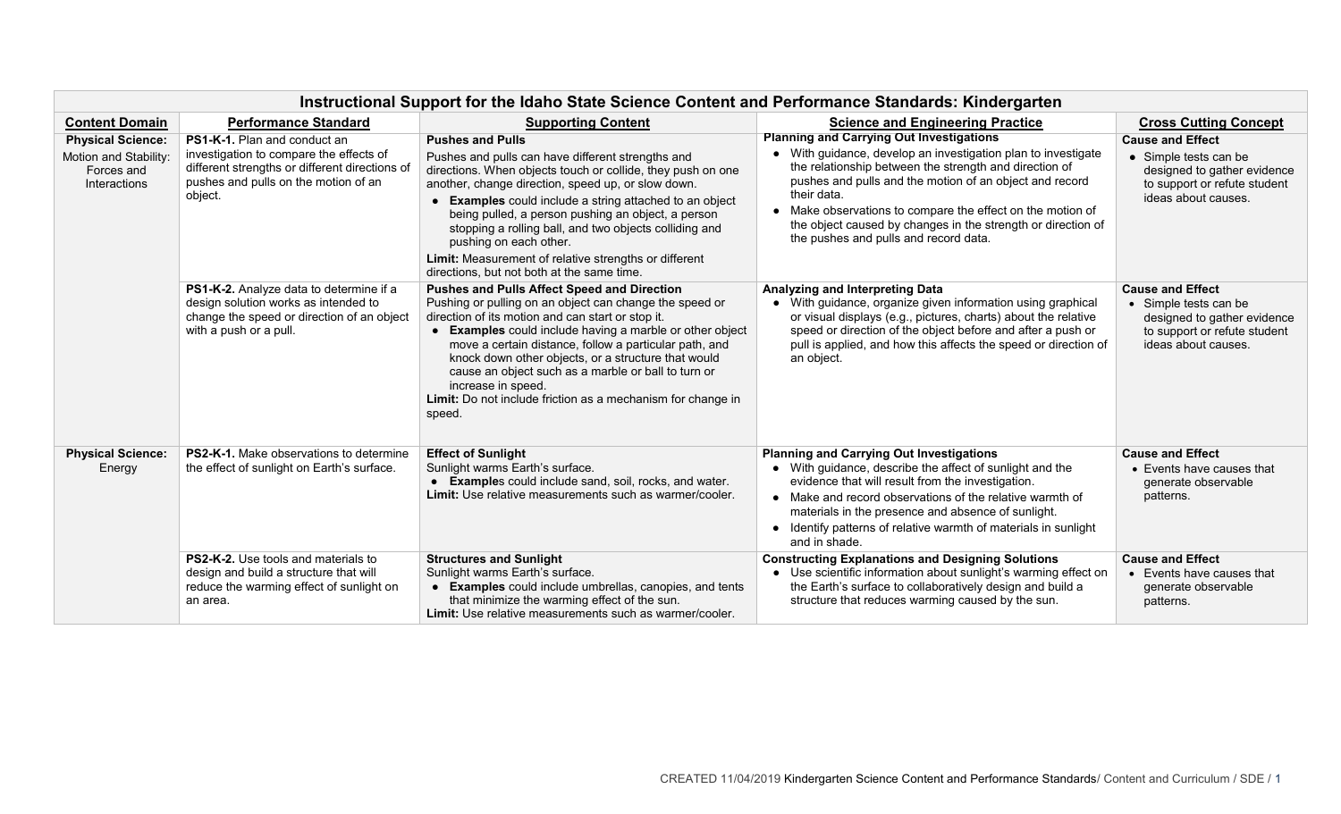| Instructional Support for the Idaho State Science Content and Performance Standards: Kindergarten | | | | |
|---|---|---|---|---|
| **Content Domain** | **Performance Standard** | **Supporting Content** | **Science and Engineering Practice** | **Cross Cutting Concept** |
| **Physical Science:** Motion and Stability: Forces and Interactions | **PS1-K-1.** Plan and conduct an investigation to compare the effects of different strengths or different directions of pushes and pulls on the motion of an object. | **Pushes and Pulls**<br>Pushes and pulls can have different strengths and directions. When objects touch or collide, they push on one another, change direction, speed up, or slow down.<br>• **Examples** could include a string attached to an object being pulled, a person pushing an object, a person stopping a rolling ball, and two objects colliding and pushing on each other.<br>**Limit:** Measurement of relative strengths or different directions, but not both at the same time. | **Planning and Carrying Out Investigations**<br>• With guidance, develop an investigation plan to investigate the relationship between the strength and direction of pushes and pulls and the motion of an object and record their data.<br>• Make observations to compare the effect on the motion of the object caused by changes in the strength or direction of the pushes and pulls and record data. | **Cause and Effect**<br>• Simple tests can be designed to gather evidence to support or refute student ideas about causes. |
| | **PS1-K-2.** Analyze data to determine if a design solution works as intended to change the speed or direction of an object with a push or a pull. | **Pushes and Pulls Affect Speed and Direction**<br>Pushing or pulling on an object can change the speed or direction of its motion and can start or stop it.<br>• **Examples** could include having a marble or other object move a certain distance, follow a particular path, and knock down other objects, or a structure that would cause an object such as a marble or ball to turn or increase in speed.<br>**Limit:** Do not include friction as a mechanism for change in speed. | **Analyzing and Interpreting Data**<br>• With guidance, organize given information using graphical or visual displays (e.g., pictures, charts) about the relative speed or direction of the object before and after a push or pull is applied, and how this affects the speed or direction of an object. | **Cause and Effect**<br>• Simple tests can be designed to gather evidence to support or refute student ideas about causes. |
| **Physical Science:** Energy | **PS2-K-1.** Make observations to determine the effect of sunlight on Earth's surface. | **Effect of Sunlight**<br>Sunlight warms Earth's surface.<br>• **Examples** could include sand, soil, rocks, and water.<br>**Limit:** Use relative measurements such as warmer/cooler. | **Planning and Carrying Out Investigations**<br>• With guidance, describe the affect of sunlight and the evidence that will result from the investigation.<br>• Make and record observations of the relative warmth of materials in the presence and absence of sunlight.<br>• Identify patterns of relative warmth of materials in sunlight and in shade. | **Cause and Effect**<br>• Events have causes that generate observable patterns. |
| | **PS2-K-2.** Use tools and materials to design and build a structure that will reduce the warming effect of sunlight on an area. | **Structures and Sunlight**<br>Sunlight warms Earth's surface.<br>• **Examples** could include umbrellas, canopies, and tents that minimize the warming effect of the sun.<br>**Limit:** Use relative measurements such as warmer/cooler. | **Constructing Explanations and Designing Solutions**<br>• Use scientific information about sunlight's warming effect on the Earth's surface to collaboratively design and build a structure that reduces warming caused by the sun. | **Cause and Effect**<br>• Events have causes that generate observable patterns. |

CREATED 11/04/2019 Kindergarten Science Content and Performance Standards/ Content and Curriculum / SDE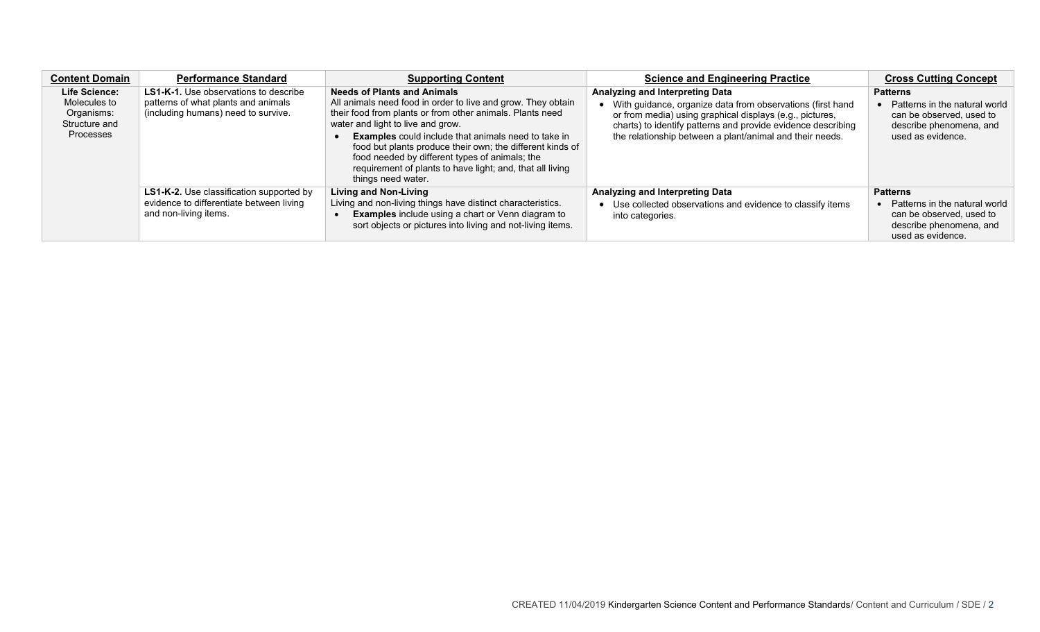| Content Domain | Performance Standard | Supporting Content | Science and Engineering Practice | Cross Cutting Concept |
| --- | --- | --- | --- | --- |
| **Life Science:** Molecules to Organisms: Structure and Processes | **LS1-K-1.** Use observations to describe patterns of what plants and animals (including humans) need to survive. | **Needs of Plants and Animals** All animals need food in order to live and grow. They obtain their food from plants or from other animals. Plants need water and light to live and grow. <br>• **Examples** could include that animals need to take in food but plants produce their own; the different kinds of food needed by different types of animals; the requirement of plants to have light; and, that all living things need water. | **Analyzing and Interpreting Data** <br>• With guidance, organize data from observations (first hand or from media) using graphical displays (e.g., pictures, charts) to identify patterns and provide evidence describing the relationship between a plant/animal and their needs. | **Patterns** <br>• Patterns in the natural world can be observed, used to describe phenomena, and used as evidence. |
| | **LS1-K-2.** Use classification supported by evidence to differentiate between living and non-living items. | **Living and Non-Living** Living and non-living things have distinct characteristics. <br>• **Examples** include using a chart or Venn diagram to sort objects or pictures into living and not-living items. | **Analyzing and Interpreting Data** <br>• Use collected observations and evidence to classify items into categories. | **Patterns** <br>• Patterns in the natural world can be observed, used to describe phenomena, and used as evidence. |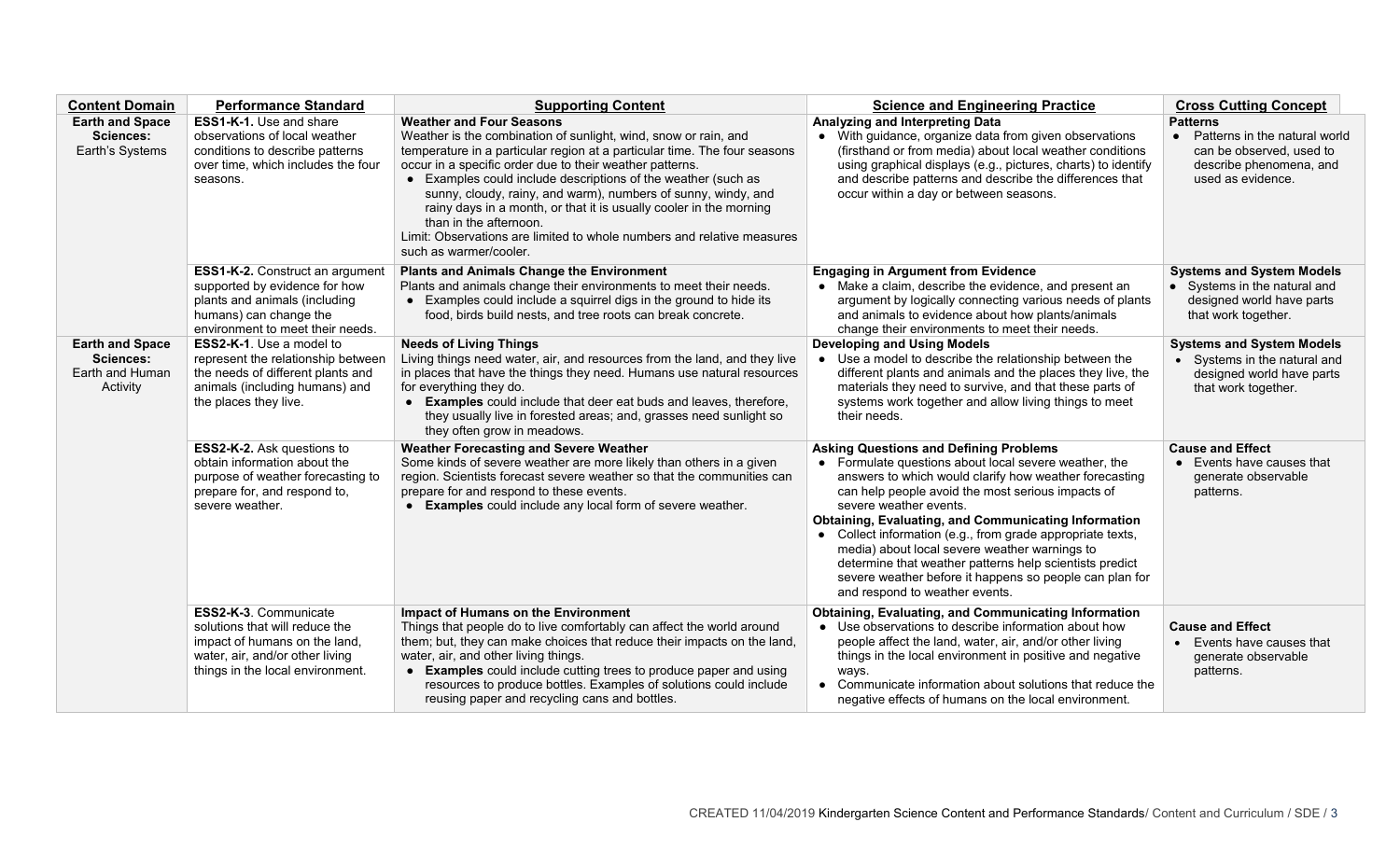| Content Domain | Performance Standard | Supporting Content | Science and Engineering Practice | Cross Cutting Concept |
|---|---|---|---|---|
| **Earth and Space Sciences:** Earth's Systems | **ESS1-K-1.** Use and share observations of local weather conditions to describe patterns over time, which includes the four seasons. | **Weather and Four Seasons**<br>Weather is the combination of sunlight, wind, snow or rain, and temperature in a particular region at a particular time. The four seasons occur in a specific order due to their weather patterns.<br>• Examples could include descriptions of the weather (such as sunny, cloudy, rainy, and warm), numbers of sunny, windy, and rainy days in a month, or that it is usually cooler in the morning than in the afternoon.<br>Limit: Observations are limited to whole numbers and relative measures such as warmer/cooler. | **Analyzing and Interpreting Data**<br>• With guidance, organize data from given observations (firsthand or from media) about local weather conditions using graphical displays (e.g., pictures, charts) to identify and describe patterns and describe the differences that occur within a day or between seasons. | **Patterns**<br>• Patterns in the natural world can be observed, used to describe phenomena, and used as evidence. |
| | **ESS1-K-2.** Construct an argument supported by evidence for how plants and animals (including humans) can change the environment to meet their needs. | **Plants and Animals Change the Environment**<br>Plants and animals change their environments to meet their needs.<br>• Examples could include a squirrel digs in the ground to hide its food, birds build nests, and tree roots can break concrete. | **Engaging in Argument from Evidence**<br>• Make a claim, describe the evidence, and present an argument by logically connecting various needs of plants and animals to evidence about how plants/animals change their environments to meet their needs. | **Systems and System Models**<br>• Systems in the natural and designed world have parts that work together. |
| **Earth and Space Sciences:** Earth and Human Activity | **ESS2-K-1**. Use a model to represent the relationship between the needs of different plants and animals (including humans) and the places they live. | **Needs of Living Things**<br>Living things need water, air, and resources from the land, and they live in places that have the things they need. Humans use natural resources for everything they do.<br>• **Examples** could include that deer eat buds and leaves, therefore, they usually live in forested areas; and, grasses need sunlight so they often grow in meadows. | **Developing and Using Models**<br>• Use a model to describe the relationship between the different plants and animals and the places they live, the materials they need to survive, and that these parts of systems work together and allow living things to meet their needs. | **Systems and System Models**<br>• Systems in the natural and designed world have parts that work together. |
| | **ESS2-K-2.** Ask questions to obtain information about the purpose of weather forecasting to prepare for, and respond to, severe weather. | **Weather Forecasting and Severe Weather**<br>Some kinds of severe weather are more likely than others in a given region. Scientists forecast severe weather so that the communities can prepare for and respond to these events.<br>• **Examples** could include any local form of severe weather. | **Asking Questions and Defining Problems**<br>• Formulate questions about local severe weather, the answers to which would clarify how weather forecasting can help people avoid the most serious impacts of severe weather events.<br>**Obtaining, Evaluating, and Communicating Information**<br>• Collect information (e.g., from grade appropriate texts, media) about local severe weather warnings to determine that weather patterns help scientists predict severe weather before it happens so people can plan for and respond to weather events. | **Cause and Effect**<br>• Events have causes that generate observable patterns. |
| | **ESS2-K-3**. Communicate solutions that will reduce the impact of humans on the land, water, air, and/or other living things in the local environment. | **Impact of Humans on the Environment**<br>Things that people do to live comfortably can affect the world around them; but, they can make choices that reduce their impacts on the land, water, air, and other living things.<br>• **Examples** could include cutting trees to produce paper and using resources to produce bottles. Examples of solutions could include reusing paper and recycling cans and bottles. | **Obtaining, Evaluating, and Communicating Information**<br>• Use observations to describe information about how people affect the land, water, air, and/or other living things in the local environment in positive and negative ways.<br>• Communicate information about solutions that reduce the negative effects of humans on the local environment. | **Cause and Effect**<br>• Events have causes that generate observable patterns. |